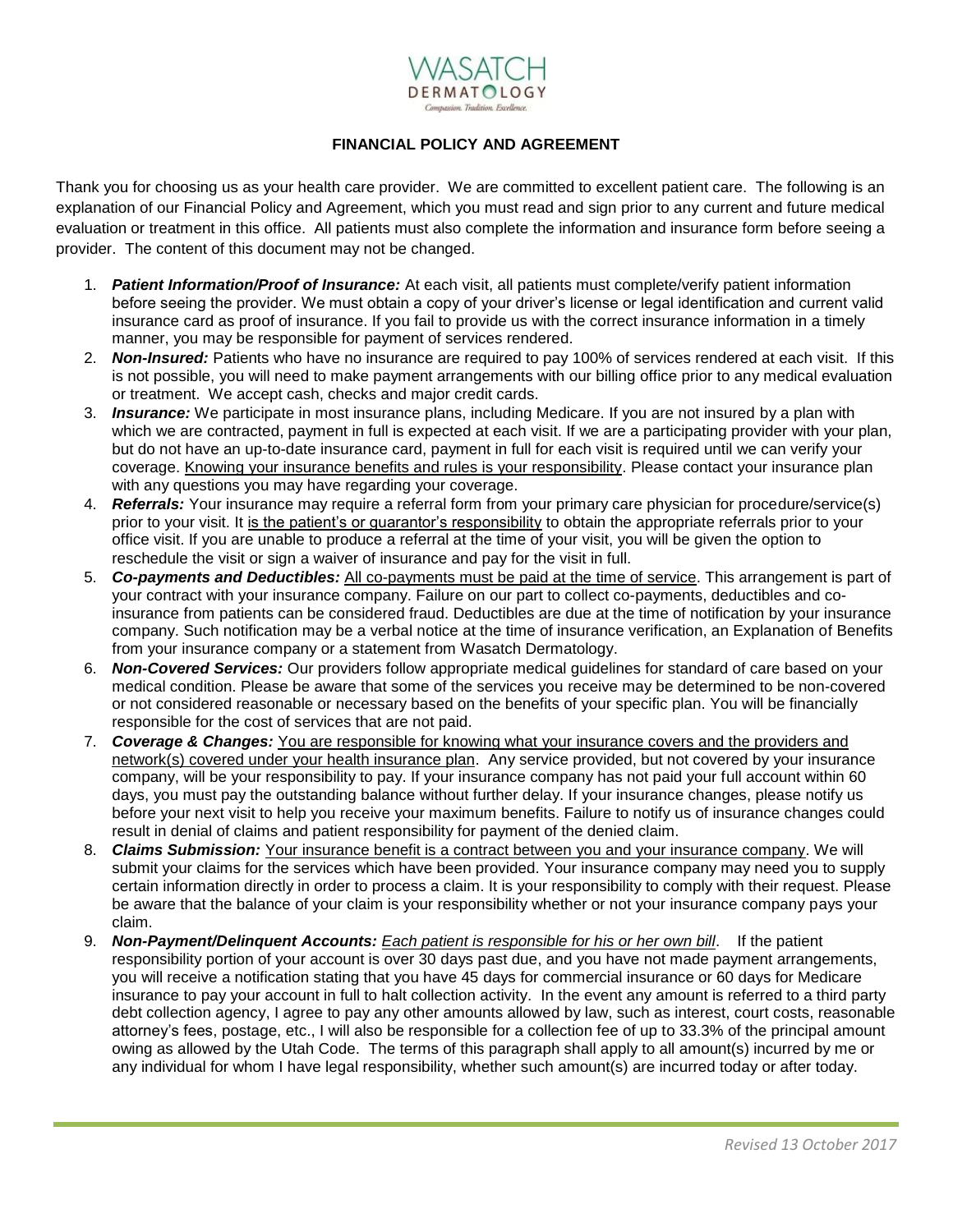# FINANCIAL POLICY AND AGREEMENT

Thank you for choosing us as your health care provider. We are committed to excellent patient care. The following is an explanation of our Financial Policy and Agreement, which you must read and sign prior to any current and future medical evaluation or treatment in this office. All patients must also complete the information and insurance form before seeing a provider. The content of this document may not be changed.

1. ***Patient Information/Proof of Insurance:*** At each visit, all patients must complete/verify patient information before seeing the provider. We must obtain a copy of your driver's license or legal identification and current valid insurance card as proof of insurance. If you fail to provide us with the correct insurance information in a timely manner, you may be responsible for payment of services rendered.
2. ***Non-Insured:*** Patients who have no insurance are required to pay 100% of services rendered at each visit. If this is not possible, you will need to make payment arrangements with our billing office prior to any medical evaluation or treatment. We accept cash, checks and major credit cards.
3. ***Insurance:*** We participate in most insurance plans, including Medicare. If you are not insured by a plan with which we are contracted, payment in full is expected at each visit. If we are a participating provider with your plan, but do not have an up-to-date insurance card, payment in full for each visit is required until we can verify your coverage. Knowing your insurance benefits and rules is your responsibility. Please contact your insurance plan with any questions you may have regarding your coverage.
4. ***Referrals:*** Your insurance may require a referral form from your primary care physician for procedure/service(s) prior to your visit. It is the patient's or guarantor's responsibility to obtain the appropriate referrals prior to your office visit. If you are unable to produce a referral at the time of your visit, you will be given the option to reschedule the visit or sign a waiver of insurance and pay for the visit in full.
5. ***Co-payments and Deductibles:*** All co-payments must be paid at the time of service. This arrangement is part of your contract with your insurance company. Failure on our part to collect co-payments, deductibles and co-insurance from patients can be considered fraud. Deductibles are due at the time of notification by your insurance company. Such notification may be a verbal notice at the time of insurance verification, an Explanation of Benefits from your insurance company or a statement from Wasatch Dermatology.
6. ***Non-Covered Services:*** Our providers follow appropriate medical guidelines for standard of care based on your medical condition. Please be aware that some of the services you receive may be determined to be non-covered or not considered reasonable or necessary based on the benefits of your specific plan. You will be financially responsible for the cost of services that are not paid.
7. ***Coverage & Changes:*** You are responsible for knowing what your insurance covers and the providers and network(s) covered under your health insurance plan. Any service provided, but not covered by your insurance company, will be your responsibility to pay. If your insurance company has not paid your full account within 60 days, you must pay the outstanding balance without further delay. If your insurance changes, please notify us before your next visit to help you receive your maximum benefits. Failure to notify us of insurance changes could result in denial of claims and patient responsibility for payment of the denied claim.
8. ***Claims Submission:*** Your insurance benefit is a contract between you and your insurance company. We will submit your claims for the services which have been provided. Your insurance company may need you to supply certain information directly in order to process a claim. It is your responsibility to comply with their request. Please be aware that the balance of your claim is your responsibility whether or not your insurance company pays your claim.
9. ***Non-Payment/Delinquent Accounts:*** *Each patient is responsible for his or her own bill*. If the patient responsibility portion of your account is over 30 days past due, and you have not made payment arrangements, you will receive a notification stating that you have 45 days for commercial insurance or 60 days for Medicare insurance to pay your account in full to halt collection activity. In the event any amount is referred to a third party debt collection agency, I agree to pay any other amounts allowed by law, such as interest, court costs, reasonable attorney's fees, postage, etc., I will also be responsible for a collection fee of up to 33.3% of the principal amount owing as allowed by the Utah Code. The terms of this paragraph shall apply to all amount(s) incurred by me or any individual for whom I have legal responsibility, whether such amount(s) are incurred today or after today.

*Revised 13 October 2017*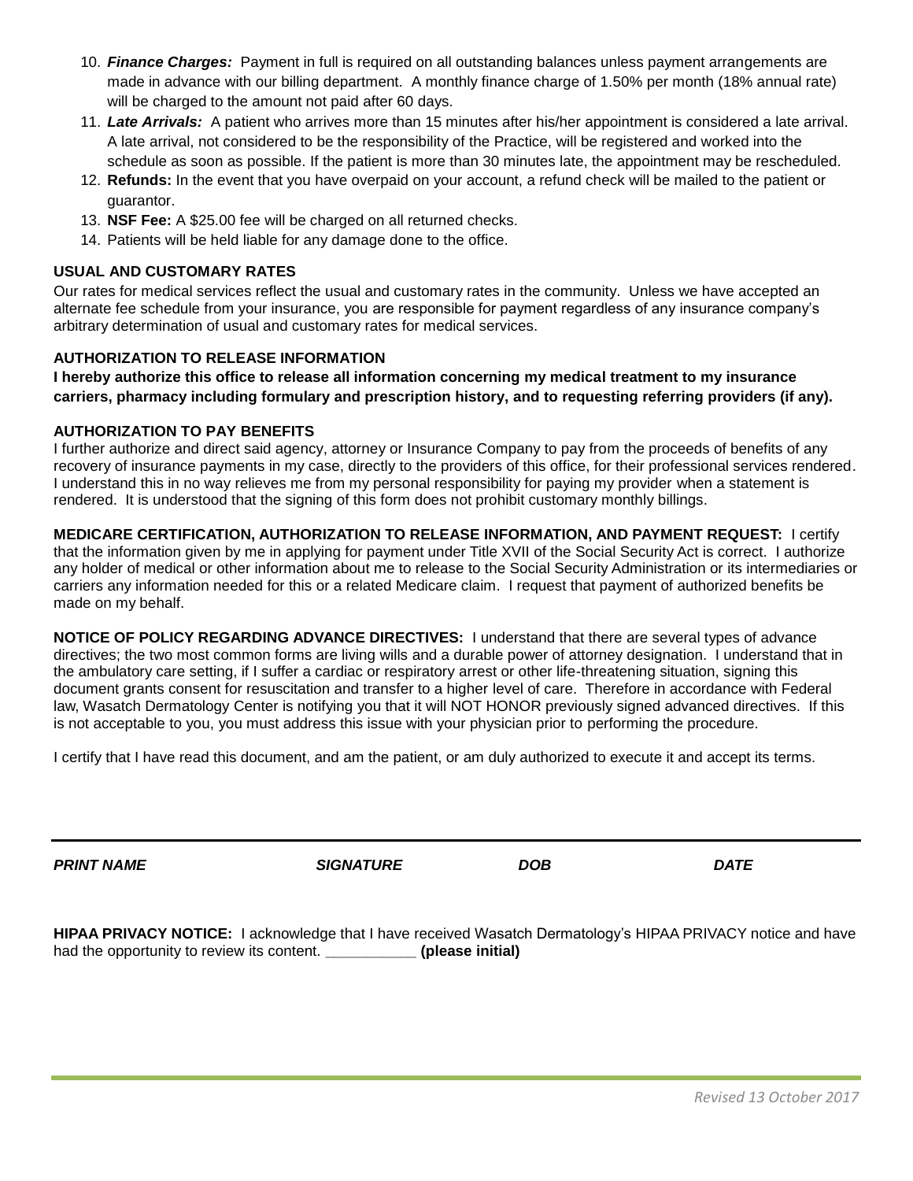10. ***Finance Charges:*** Payment in full is required on all outstanding balances unless payment arrangements are made in advance with our billing department. A monthly finance charge of 1.50% per month (18% annual rate) will be charged to the amount not paid after 60 days.
11. ***Late Arrivals:*** A patient who arrives more than 15 minutes after his/her appointment is considered a late arrival. A late arrival, not considered to be the responsibility of the Practice, will be registered and worked into the schedule as soon as possible. If the patient is more than 30 minutes late, the appointment may be rescheduled.
12. **Refunds:** In the event that you have overpaid on your account, a refund check will be mailed to the patient or guarantor.
13. **NSF Fee:** A $25.00 fee will be charged on all returned checks.
14. Patients will be held liable for any damage done to the office.

**USUAL AND CUSTOMARY RATES**

Our rates for medical services reflect the usual and customary rates in the community. Unless we have accepted an alternate fee schedule from your insurance, you are responsible for payment regardless of any insurance company's arbitrary determination of usual and customary rates for medical services.

**AUTHORIZATION TO RELEASE INFORMATION**

**I hereby authorize this office to release all information concerning my medical treatment to my insurance carriers, pharmacy including formulary and prescription history, and to requesting referring providers (if any).**

**AUTHORIZATION TO PAY BENEFITS**

I further authorize and direct said agency, attorney or Insurance Company to pay from the proceeds of benefits of any recovery of insurance payments in my case, directly to the providers of this office, for their professional services rendered. I understand this in no way relieves me from my personal responsibility for paying my provider when a statement is rendered. It is understood that the signing of this form does not prohibit customary monthly billings.

**MEDICARE CERTIFICATION, AUTHORIZATION TO RELEASE INFORMATION, AND PAYMENT REQUEST:** I certify that the information given by me in applying for payment under Title XVII of the Social Security Act is correct. I authorize any holder of medical or other information about me to release to the Social Security Administration or its intermediaries or carriers any information needed for this or a related Medicare claim. I request that payment of authorized benefits be made on my behalf.

**NOTICE OF POLICY REGARDING ADVANCE DIRECTIVES:** I understand that there are several types of advance directives; the two most common forms are living wills and a durable power of attorney designation. I understand that in the ambulatory care setting, if I suffer a cardiac or respiratory arrest or other life-threatening situation, signing this document grants consent for resuscitation and transfer to a higher level of care. Therefore in accordance with Federal law, Wasatch Dermatology Center is notifying you that it will NOT HONOR previously signed advanced directives. If this is not acceptable to you, you must address this issue with your physician prior to performing the procedure.

I certify that I have read this document, and am the patient, or am duly authorized to execute it and accept its terms.

***PRINT NAME*** ***SIGNATURE*** ***DOB*** ***DATE***

**HIPAA PRIVACY NOTICE:** I acknowledge that I have received Wasatch Dermatology's HIPAA PRIVACY notice and have had the opportunity to review its content. ___________ **(please initial)**

*Revised 13 October 2017*